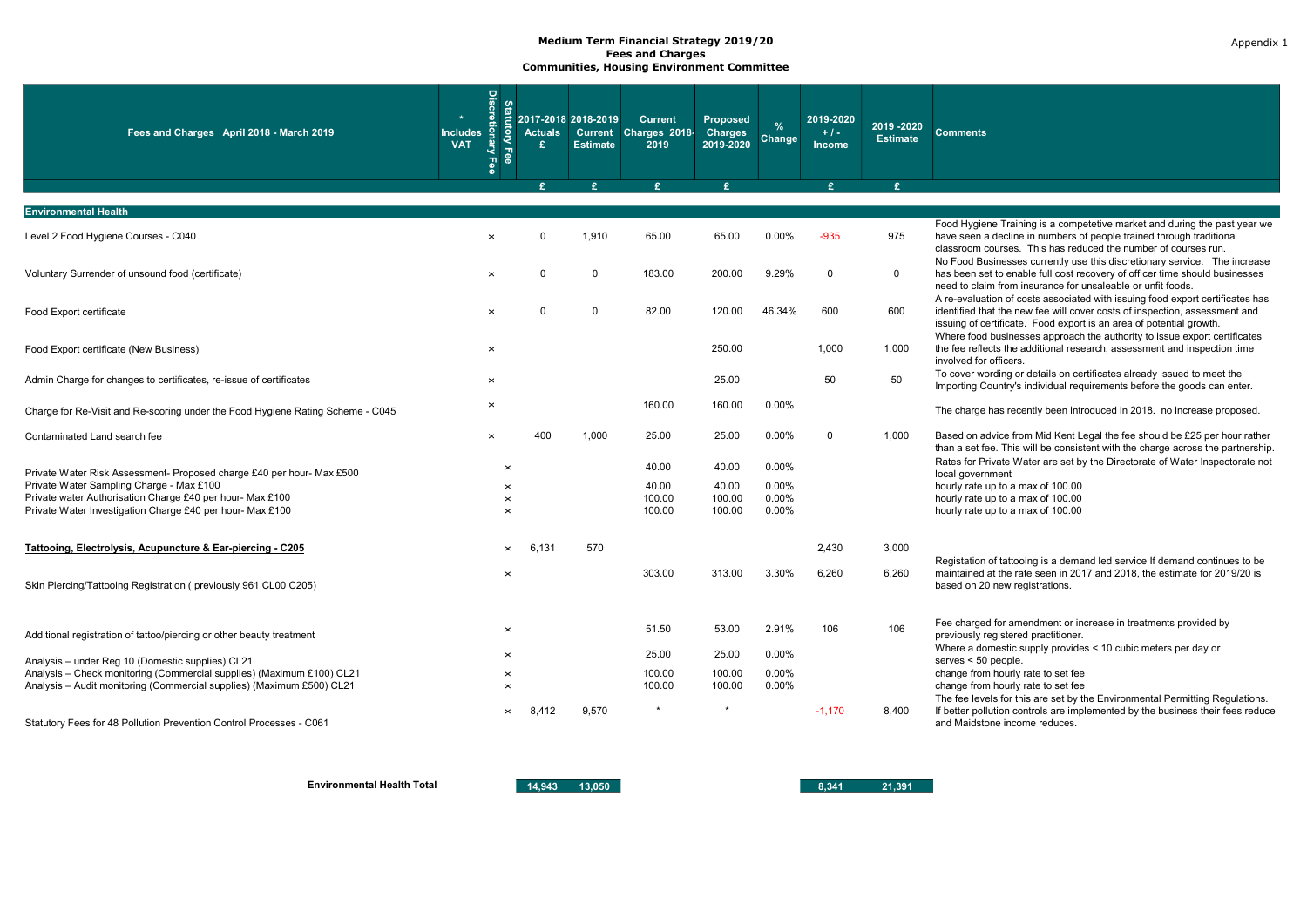**Medium Term Financial Strategy 2019/20**
**Fees and Charges**
**Communities, Housing Environment Committee**

Appendix 1

| Fees and Charges April 2018 - March 2019 | * Includes VAT | Discretionary Fee | Statutory Fee | 2017-2018 Actuals £ | 2018-2019 Current Estimate | Current Charges 2018-2019 | Proposed Charges 2019-2020 | % Change | 2019-2020 +/- Income | 2019 -2020 Estimate | Comments |
|---|---|---|---|---|---|---|---|---|---|---|---|
| | | | | £ | £ | £ | £ | | £ | £ | |
| **Environmental Health** | | | | | | | | | | | |
| Level 2 Food Hygiene Courses - C040 | | × | | 0 | 1,910 | 65.00 | 65.00 | 0.00% | -935 | 975 | Food Hygiene Training is a competetive market and during the past year we have seen a decline in numbers of people trained through traditional classroom courses. This has reduced the number of courses run. |
| Voluntary Surrender of unsound food (certificate) | | × | | 0 | 0 | 183.00 | 200.00 | 9.29% | 0 | 0 | No Food Businesses currently use this discretionary service. The increase has been set to enable full cost recovery of officer time should businesses need to claim from insurance for unsaleable or unfit foods. |
| Food Export certificate | | × | | 0 | 0 | 82.00 | 120.00 | 46.34% | 600 | 600 | A re-evaluation of costs associated with issuing food export certificates has identified that the new fee will cover costs of inspection, assessment and issuing of certificate. Food export is an area of potential growth. |
| Food Export certificate (New Business) | | × | | | | | 250.00 | | 1,000 | 1,000 | Where food businesses approach the authority to issue export certificates the fee reflects the additional research, assessment and inspection time involved for officers. |
| Admin Charge for changes to certificates, re-issue of certificates | | × | | | | | 25.00 | | 50 | 50 | To cover wording or details on certificates already issued to meet the Importing Country's individual requirements before the goods can enter. |
| Charge for Re-Visit and Re-scoring under the Food Hygiene Rating Scheme - C045 | | × | | | | 160.00 | 160.00 | 0.00% | | | The charge has recently been introduced in 2018. no increase proposed. |
| Contaminated Land search fee | | × | | 400 | 1,000 | 25.00 | 25.00 | 0.00% | 0 | 1,000 | Based on advice from Mid Kent Legal the fee should be £25 per hour rather than a set fee. This will be consistent with the charge across the partnership. |
| Private Water Risk Assessment- Proposed charge £40 per hour- Max £500 | | | × | | | 40.00 | 40.00 | 0.00% | | | Rates for Private Water are set by the Directorate of Water Inspectorate not local government |
| Private Water Sampling Charge - Max £100 | | | × | | | 40.00 | 40.00 | 0.00% | | | hourly rate up to a max of 100.00 |
| Private water Authorisation Charge £40 per hour- Max £100 | | | × | | | 100.00 | 100.00 | 0.00% | | | hourly rate up to a max of 100.00 |
| Private Water Investigation Charge £40 per hour- Max £100 | | | × | | | 100.00 | 100.00 | 0.00% | | | hourly rate up to a max of 100.00 |
| **Tattooing, Electrolysis, Acupuncture & Ear-piercing - C205** | | | × | 6,131 | 570 | | | | 2,430 | 3,000 | |
| Skin Piercing/Tattooing Registration ( previously 961 CL00 C205) | | | × | | | 303.00 | 313.00 | 3.30% | 6,260 | 6,260 | Registation of tattooing is a demand led service If demand continues to be maintained at the rate seen in 2017 and 2018, the estimate for 2019/20 is based on 20 new registrations. |
| Additional registration of tattoo/piercing or other beauty treatment | | | × | | | 51.50 | 53.00 | 2.91% | 106 | 106 | Fee charged for amendment or increase in treatments provided by previously registered practitioner. |
| Analysis – under Reg 10 (Domestic supplies) CL21 | | | × | | | 25.00 | 25.00 | 0.00% | | | Where a domestic supply provides < 10 cubic meters per day or serves < 50 people. |
| Analysis – Check monitoring (Commercial supplies) (Maximum £100) CL21 | | | × | | | 100.00 | 100.00 | 0.00% | | | change from hourly rate to set fee |
| Analysis – Audit monitoring (Commercial supplies) (Maximum £500) CL21 | | | × | | | 100.00 | 100.00 | 0.00% | | | change from hourly rate to set fee |
| Statutory Fees for 48 Pollution Prevention Control Processes - C061 | | | × | 8,412 | 9,570 | * | * | | -1,170 | 8,400 | The fee levels for this are set by the Environmental Permitting Regulations. If better pollution controls are implemented by the business their fees reduce and Maidstone income reduces. |
| **Environmental Health Total** | | | | **14,943** | **13,050** | | | | **8,341** | **21,391** | |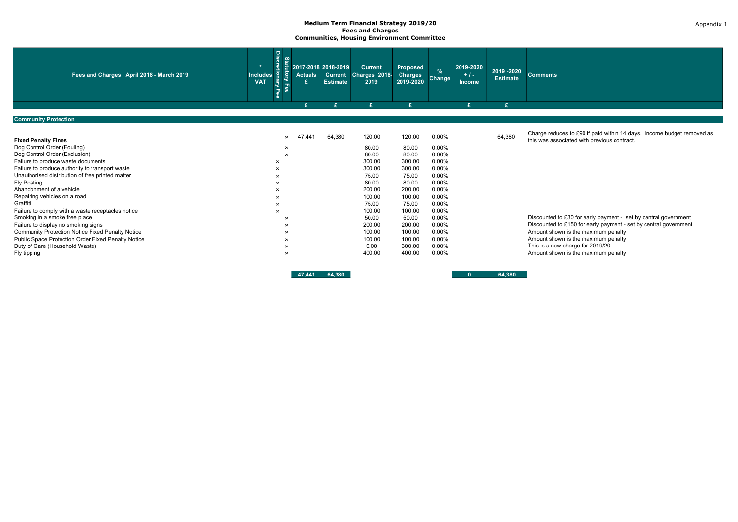**Medium Term Financial Strategy 2019/20**
**Fees and Charges**
**Communities, Housing Environment Committee**

| Fees and Charges April 2018 - March 2019 | * Includes VAT | Discretionary Fee | Statutory Fee | 2017-2018 Actuals £ | 2018-2019 Current Estimate | Current Charges 2018-2019 | Proposed Charges 2019-2020 | % Change | 2019-2020 + / - Income | 2019 -2020 Estimate | Comments |
|---|---|---|---|---|---|---|---|---|---|---|---|
| | | | | £ | £ | £ | £ | | £ | £ | |
| **Community Protection** | | | | | | | | | | | |
| **Fixed Penalty Fines** | | | × | 47,441 | 64,380 | 120.00 | 120.00 | 0.00% | | 64,380 | Charge reduces to £90 if paid within 14 days. Income budget removed as this was associated with previous contract. |
| Dog Control Order (Fouling) | | | × | | | 80.00 | 80.00 | 0.00% | | | |
| Dog Control Order (Exclusion) | | | × | | | 80.00 | 80.00 | 0.00% | | | |
| Failure to produce waste documents | | × | | | | 300.00 | 300.00 | 0.00% | | | |
| Failure to produce authority to transport waste | | × | | | | 300.00 | 300.00 | 0.00% | | | |
| Unauthorised distribution of free printed matter | | × | | | | 75.00 | 75.00 | 0.00% | | | |
| Fly Posting | | × | | | | 80.00 | 80.00 | 0.00% | | | |
| Abandonment of a vehicle | | × | | | | 200.00 | 200.00 | 0.00% | | | |
| Repairing vehicles on a road | | × | | | | 100.00 | 100.00 | 0.00% | | | |
| Graffiti | | × | | | | 75.00 | 75.00 | 0.00% | | | |
| Failure to comply with a waste receptacles notice | | × | | | | 100.00 | 100.00 | 0.00% | | | |
| Smoking in a smoke free place | | | × | | | 50.00 | 50.00 | 0.00% | | | Discounted to £30 for early payment - set by central government |
| Failure to display no smoking signs | | | × | | | 200.00 | 200.00 | 0.00% | | | Discounted to £150 for early payment - set by central government |
| Community Protection Notice Fixed Penalty Notice | | | × | | | 100.00 | 100.00 | 0.00% | | | Amount shown is the maximum penalty |
| Public Space Protection Order Fixed Penalty Notice | | | × | | | 100.00 | 100.00 | 0.00% | | | Amount shown is the maximum penalty |
| Duty of Care (Household Waste) | | | × | | | 0.00 | 300.00 | 0.00% | | | This is a new charge for 2019/20 |
| Fly tipping | | | × | | | 400.00 | 400.00 | 0.00% | | | Amount shown is the maximum penalty |
| | | | | **47,441** | **64,380** | | | | **0** | **64,380** | |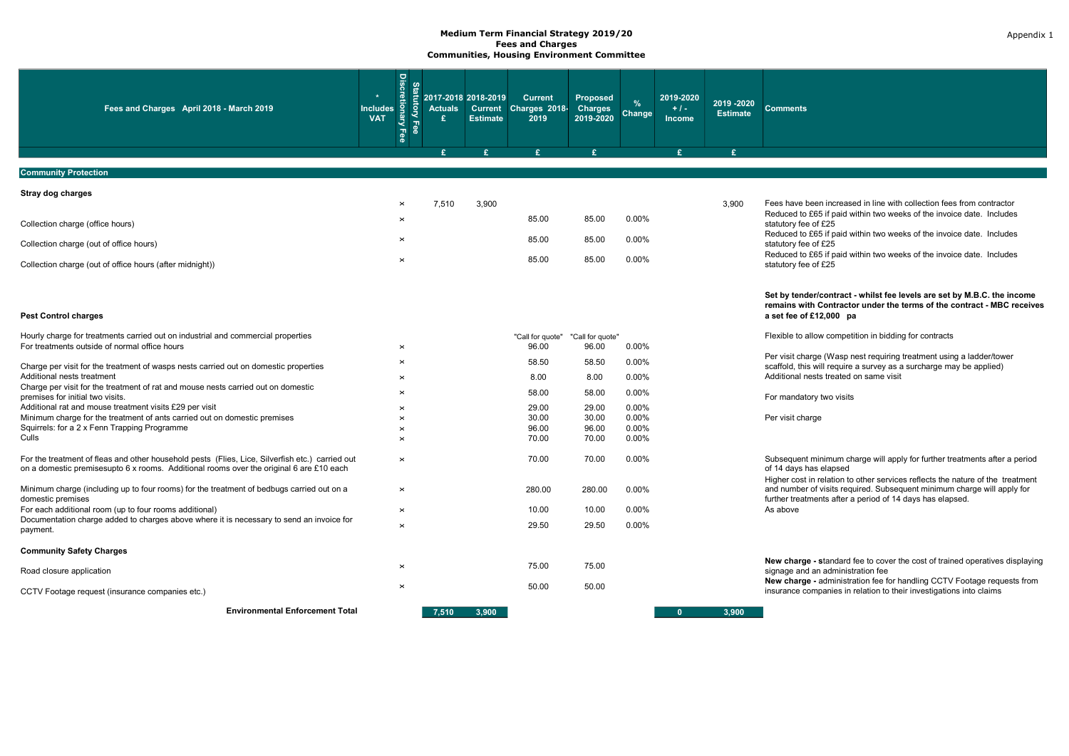**Medium Term Financial Strategy 2019/20**
**Fees and Charges**
**Communities, Housing Environment Committee**

Appendix 1

| Fees and Charges April 2018 - March 2019 | * Includes VAT | Discretionary Fee | Statutory Fee | 2017-2018 Actuals £ | 2018-2019 Current Estimate | Current Charges 2018-2019 | Proposed Charges 2019-2020 | % Change | 2019-2020 + / - Income | 2019 -2020 Estimate | Comments |
|---|---|---|---|---|---|---|---|---|---|---|---|
| | | | | £ | £ | £ | £ | | £ | £ | |
| **Community Protection** | | | | | | | | | | | |
| **Stray dog charges** | | × | | 7,510 | 3,900 | | | | | 3,900 | Fees have been increased in line with collection fees from contractor |
| Collection charge (office hours) | | × | | | | 85.00 | 85.00 | 0.00% | | | Reduced to £65 if paid within two weeks of the invoice date. Includes statutory fee of £25 |
| Collection charge (out of office hours) | | × | | | | 85.00 | 85.00 | 0.00% | | | Reduced to £65 if paid within two weeks of the invoice date. Includes statutory fee of £25 |
| Collection charge (out of office hours (after midnight)) | | × | | | | 85.00 | 85.00 | 0.00% | | | Reduced to £65 if paid within two weeks of the invoice date. Includes statutory fee of £25 |
| **Pest Control charges** | | | | | | | | | | | **Set by tender/contract - whilst fee levels are set by M.B.C. the income remains with Contractor under the terms of the contract - MBC receives a set fee of £12,000 pa** |
| Hourly charge for treatments carried out on industrial and commercial properties | | | | | | "Call for quote" | "Call for quote" | | | | Flexible to allow competition in bidding for contracts |
| For treatments outside of normal office hours | | × | | | | 96.00 | 96.00 | 0.00% | | | |
| Charge per visit for the treatment of wasps nests carried out on domestic properties | | × | | | | 58.50 | 58.50 | 0.00% | | | Per visit charge (Wasp nest requiring treatment using a ladder/tower scaffold, this will require a survey as a surcharge may be applied) |
| Additional nests treatment | | × | | | | 8.00 | 8.00 | 0.00% | | | Additional nests treated on same visit |
| Charge per visit for the treatment of rat and mouse nests carried out on domestic premises for initial two visits. | | × | | | | 58.00 | 58.00 | 0.00% | | | For mandatory two visits |
| Additional rat and mouse treatment visits £29 per visit | | × | | | | 29.00 | 29.00 | 0.00% | | | |
| Minimum charge for the treatment of ants carried out on domestic premises | | × | | | | 30.00 | 30.00 | 0.00% | | | Per visit charge |
| Squirrels: for a 2 x Fenn Trapping Programme | | × | | | | 96.00 | 96.00 | 0.00% | | | |
| Culls | | × | | | | 70.00 | 70.00 | 0.00% | | | |
| For the treatment of fleas and other household pests (Flies, Lice, Silverfish etc.) carried out on a domestic premisesupto 6 x rooms. Additional rooms over the original 6 are £10 each | | × | | | | 70.00 | 70.00 | 0.00% | | | Subsequent minimum charge will apply for further treatments after a period of 14 days has elapsed |
| Minimum charge (including up to four rooms) for the treatment of bedbugs carried out on a domestic premises | | × | | | | 280.00 | 280.00 | 0.00% | | | Higher cost in relation to other services reflects the nature of the treatment and number of visits required. Subsequent minimum charge will apply for further treatments after a period of 14 days has elapsed. |
| For each additional room (up to four rooms additional) | | × | | | | 10.00 | 10.00 | 0.00% | | | As above |
| Documentation charge added to charges above where it is necessary to send an invoice for payment. | | × | | | | 29.50 | 29.50 | 0.00% | | | |
| **Community Safety Charges** | | | | | | | | | | | |
| Road closure application | | × | | | | 75.00 | 75.00 | | | | **New charge - s**tandard fee to cover the cost of trained operatives displaying signage and an administration fee |
| CCTV Footage request (insurance companies etc.) | | × | | | | 50.00 | 50.00 | | | | **New charge -** administration fee for handling CCTV Footage requests from insurance companies in relation to their investigations into claims |
| **Environmental Enforcement Total** | | | | 7,510 | 3,900 | | | | 0 | 3,900 | |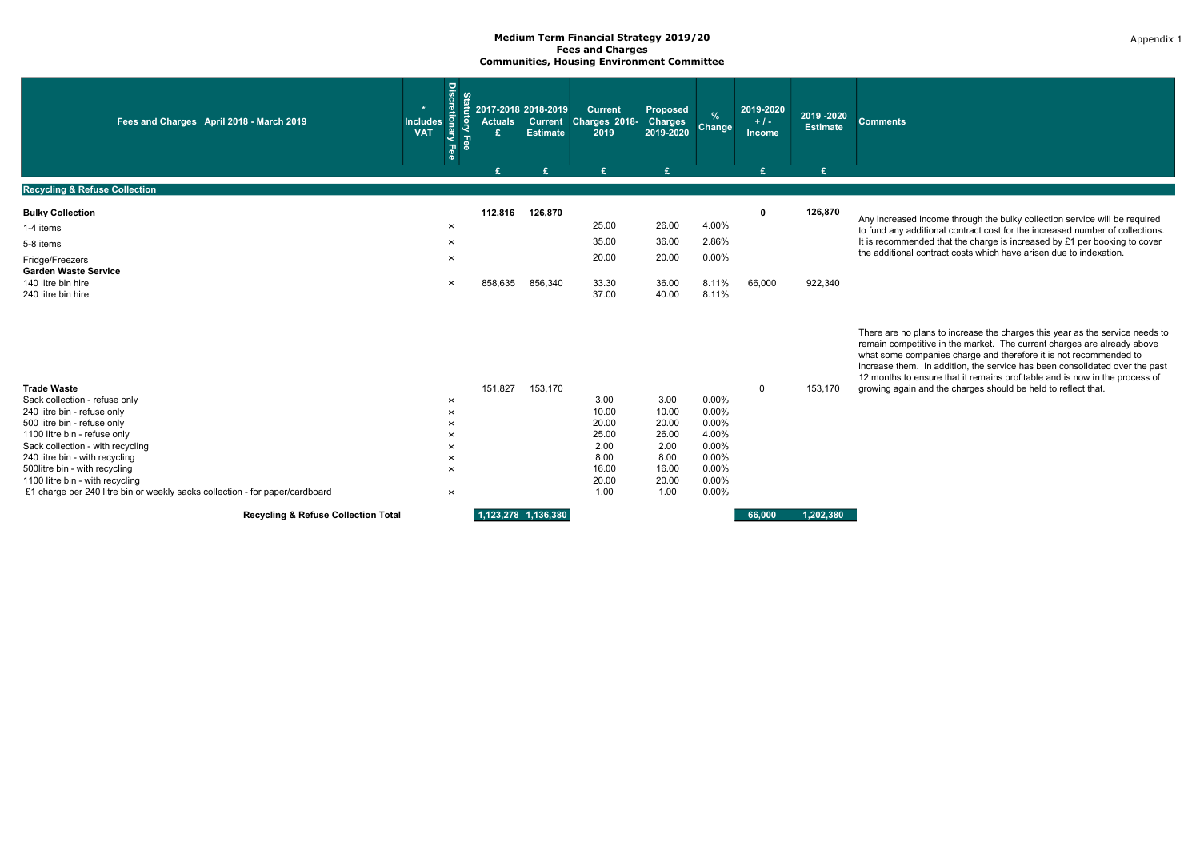Appendix 1

# Medium Term Financial Strategy 2019/20
## Fees and Charges
## Communities, Housing Environment Committee

| Fees and Charges April 2018 - March 2019 | * Includes VAT | Discretionary Fee | Statutory Fee | 2017-2018 Actuals £ | 2018-2019 Current Estimate | Current Charges 2018-2019 | Proposed Charges 2019-2020 | % Change | 2019-2020 + / - Income | 2019 -2020 Estimate | Comments |
|---|---|---|---|---|---|---|---|---|---|---|---|
| | | | | £ | £ | £ | £ | | £ | £ | |
| **Recycling & Refuse Collection** | | | | | | | | | | | |
| **Bulky Collection** | | | | **112,816** | **126,870** | | | | **0** | **126,870** | Any increased income through the bulky collection service will be required to fund any additional contract cost for the increased number of collections. It is recommended that the charge is increased by £1 per booking to cover the additional contract costs which have arisen due to indexation. |
| 1-4 items | | x | | | | 25.00 | 26.00 | 4.00% | | | |
| 5-8 items | | x | | | | 35.00 | 36.00 | 2.86% | | | |
| Fridge/Freezers | | x | | | | 20.00 | 20.00 | 0.00% | | | |
| **Garden Waste Service** | | | | | | | | | | | |
| 140 litre bin hire | | x | | 858,635 | 856,340 | 33.30 | 36.00 | 8.11% | 66,000 | 922,340 | |
| 240 litre bin hire | | | | | | 37.00 | 40.00 | 8.11% | | | |
| **Trade Waste** | | | | 151,827 | 153,170 | | | | 0 | 153,170 | There are no plans to increase the charges this year as the service needs to remain competitive in the market. The current charges are already above what some companies charge and therefore it is not recommended to increase them. In addition, the service has been consolidated over the past 12 months to ensure that it remains profitable and is now in the process of growing again and the charges should be held to reflect that. |
| Sack collection - refuse only | | x | | | | 3.00 | 3.00 | 0.00% | | | |
| 240 litre bin - refuse only | | x | | | | 10.00 | 10.00 | 0.00% | | | |
| 500 litre bin - refuse only | | x | | | | 20.00 | 20.00 | 0.00% | | | |
| 1100 litre bin - refuse only | | x | | | | 25.00 | 26.00 | 4.00% | | | |
| Sack collection - with recycling | | x | | | | 2.00 | 2.00 | 0.00% | | | |
| 240 litre bin - with recycling | | x | | | | 8.00 | 8.00 | 0.00% | | | |
| 500litre bin - with recycling | | x | | | | 16.00 | 16.00 | 0.00% | | | |
| 1100 litre bin - with recycling | | | | | | 20.00 | 20.00 | 0.00% | | | |
| £1 charge per 240 litre bin or weekly sacks collection - for paper/cardboard | | x | | | | 1.00 | 1.00 | 0.00% | | | |
| **Recycling & Refuse Collection Total** | | | | **1,123,278** | **1,136,380** | | | | **66,000** | **1,202,380** | |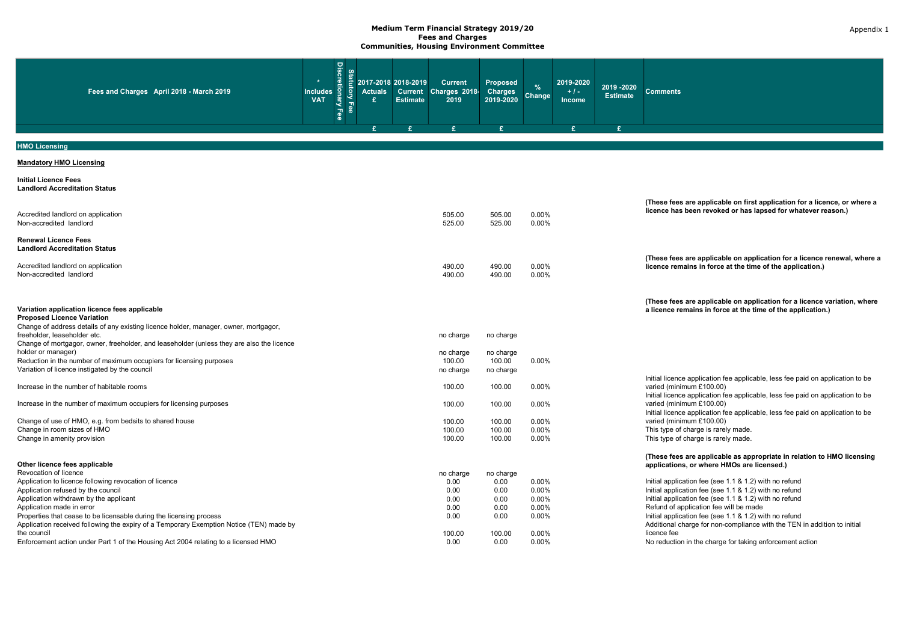# Medium Term Financial Strategy 2019/20
## Fees and Charges
## Communities, Housing Environment Committee

Appendix 1

| Fees and Charges April 2018 - March 2019 | * Includes VAT | Discretionary Fee | Statutory Fee | 2017-2018 Actuals £ | 2018-2019 Current Estimate | Current Charges 2018-2019 | Proposed Charges 2019-2020 | % Change | 2019-2020 + / - Income | 2019 -2020 Estimate | Comments |
|---|---|---|---|---|---|---|---|---|---|---|---|
| | | | | £ | £ | £ | £ | | £ | £ | |
| **HMO Licensing** | | | | | | | | | | | |
| **Mandatory HMO Licensing** | | | | | | | | | | | |
| **Initial Licence Fees** | | | | | | | | | | | |
| **Landlord Accreditation Status** | | | | | | | | | | | **(These fees are applicable on first application for a licence, or where a licence has been revoked or has lapsed for whatever reason.)** |
| Accredited landlord on application | | | | | | 505.00 | 505.00 | 0.00% | | | |
| Non-accredited landlord | | | | | | 525.00 | 525.00 | 0.00% | | | |
| **Renewal Licence Fees** | | | | | | | | | | | |
| **Landlord Accreditation Status** | | | | | | | | | | | **(These fees are applicable on application for a licence renewal, where a licence remains in force at the time of the application.)** |
| Accredited landlord on application | | | | | | 490.00 | 490.00 | 0.00% | | | |
| Non-accredited landlord | | | | | | 490.00 | 490.00 | 0.00% | | | |
| **Variation application licence fees applicable** | | | | | | | | | | | **(These fees are applicable on application for a licence variation, where a licence remains in force at the time of the application.)** |
| **Proposed Licence Variation** | | | | | | | | | | | |
| Change of address details of any existing licence holder, manager, owner, mortgagor, freeholder, leaseholder etc. | | | | | | no charge | no charge | | | | |
| Change of mortgagor, owner, freeholder, and leaseholder (unless they are also the licence holder or manager) | | | | | | no charge | no charge | | | | |
| Reduction in the number of maximum occupiers for licensing purposes | | | | | | 100.00 | 100.00 | 0.00% | | | |
| Variation of licence instigated by the council | | | | | | no charge | no charge | | | | |
| Increase in the number of habitable rooms | | | | | | 100.00 | 100.00 | 0.00% | | | Initial licence application fee applicable, less fee paid on application to be varied (minimum £100.00) |
| Increase in the number of maximum occupiers for licensing purposes | | | | | | 100.00 | 100.00 | 0.00% | | | Initial licence application fee applicable, less fee paid on application to be varied (minimum £100.00) |
| Change of use of HMO, e.g. from bedsits to shared house | | | | | | 100.00 | 100.00 | 0.00% | | | Initial licence application fee applicable, less fee paid on application to be varied (minimum £100.00) |
| Change in room sizes of HMO | | | | | | 100.00 | 100.00 | 0.00% | | | This type of charge is rarely made. |
| Change in amenity provision | | | | | | 100.00 | 100.00 | 0.00% | | | This type of charge is rarely made. |
| **Other licence fees applicable** | | | | | | | | | | | **(These fees are applicable as appropriate in relation to HMO licensing applications, or where HMOs are licensed.)** |
| Revocation of licence | | | | | | no charge | no charge | | | | |
| Application to licence following revocation of licence | | | | | | 0.00 | 0.00 | 0.00% | | | Initial application fee (see 1.1 & 1.2) with no refund |
| Application refused by the council | | | | | | 0.00 | 0.00 | 0.00% | | | Initial application fee (see 1.1 & 1.2) with no refund |
| Application withdrawn by the applicant | | | | | | 0.00 | 0.00 | 0.00% | | | Initial application fee (see 1.1 & 1.2) with no refund |
| Application made in error | | | | | | 0.00 | 0.00 | 0.00% | | | Refund of application fee will be made |
| Properties that cease to be licensable during the licensing process | | | | | | 0.00 | 0.00 | 0.00% | | | Initial application fee (see 1.1 & 1.2) with no refund |
| Application received following the expiry of a Temporary Exemption Notice (TEN) made by the council | | | | | | 100.00 | 100.00 | 0.00% | | | Additional charge for non-compliance with the TEN in addition to initial licence fee |
| Enforcement action under Part 1 of the Housing Act 2004 relating to a licensed HMO | | | | | | 0.00 | 0.00 | 0.00% | | | No reduction in the charge for taking enforcement action |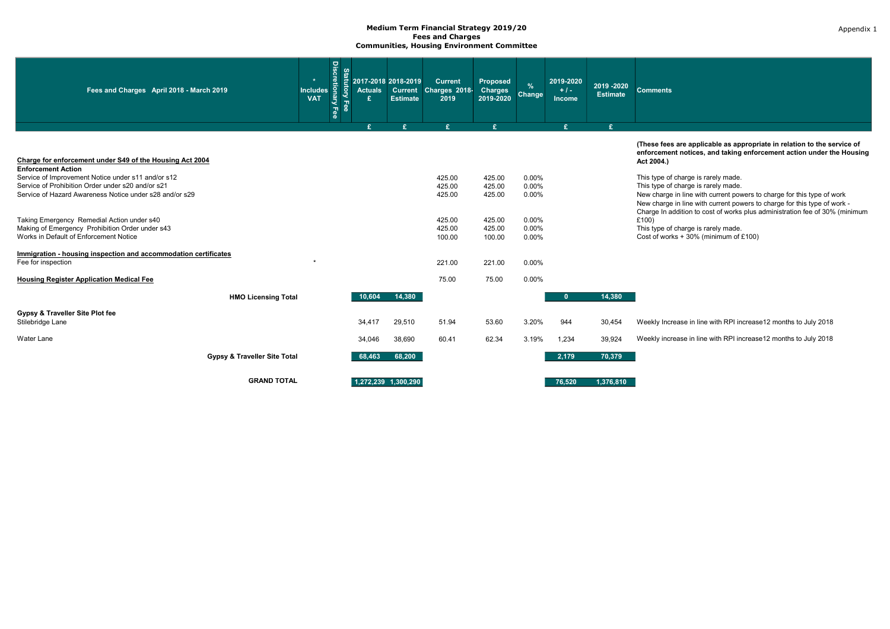# Medium Term Financial Strategy 2019/20
## Fees and Charges
## Communities, Housing Environment Committee

Appendix 1

| Fees and Charges April 2018 - March 2019 | * Includes VAT | Discretionary Fee | Statutory Fee | 2017-2018 Actuals £ | 2018-2019 Current Estimate | Current Charges 2018-2019 | Proposed Charges 2019-2020 | % Change | 2019-2020 + / - Income | 2019 -2020 Estimate | Comments |
|---|---|---|---|---|---|---|---|---|---|---|---|
| | | | | £ | £ | £ | £ | | £ | £ | |
| **Charge for enforcement under S49 of the Housing Act 2004** | | | | | | | | | | | **(These fees are applicable as appropriate in relation to the service of enforcement notices, and taking enforcement action under the Housing Act 2004.)** |
| **Enforcement Action** | | | | | | | | | | | |
| Service of Improvement Notice under s11 and/or s12 | | | | | | 425.00 | 425.00 | 0.00% | | | This type of charge is rarely made. |
| Service of Prohibition Order under s20 and/or s21 | | | | | | 425.00 | 425.00 | 0.00% | | | This type of charge is rarely made. |
| Service of Hazard Awareness Notice under s28 and/or s29 | | | | | | 425.00 | 425.00 | 0.00% | | | New charge in line with current powers to charge for this type of work |
| Taking Emergency Remedial Action under s40 | | | | | | 425.00 | 425.00 | 0.00% | | | New charge in line with current powers to charge for this type of work - Charge In addition to cost of works plus administration fee of 30% (minimum £100) |
| Making of Emergency Prohibition Order under s43 | | | | | | 425.00 | 425.00 | 0.00% | | | This type of charge is rarely made. |
| Works in Default of Enforcement Notice | | | | | | 100.00 | 100.00 | 0.00% | | | Cost of works + 30% (minimum of £100) |
| **Immigration - housing inspection and accommodation certificates** | | | | | | | | | | | |
| Fee for inspection | * | | | | | 221.00 | 221.00 | 0.00% | | | |
| **Housing Register Application Medical Fee** | | | | | | 75.00 | 75.00 | 0.00% | | | |
| **HMO Licensing Total** | | | | 10,604 | 14,380 | | | | 0 | 14,380 | |
| **Gypsy & Traveller Site Plot fee** | | | | | | | | | | | |
| Stilebridge Lane | | | | 34,417 | 29,510 | 51.94 | 53.60 | 3.20% | 944 | 30,454 | Weekly Increase in line with RPI increase12 months to July 2018 |
| Water Lane | | | | 34,046 | 38,690 | 60.41 | 62.34 | 3.19% | 1,234 | 39,924 | Weekly increase in line with RPI increase12 months to July 2018 |
| **Gypsy & Traveller Site Total** | | | | 68,463 | 68,200 | | | | 2,179 | 70,379 | |
| **GRAND TOTAL** | | | | 1,272,239 | 1,300,290 | | | | 76,520 | 1,376,810 | |